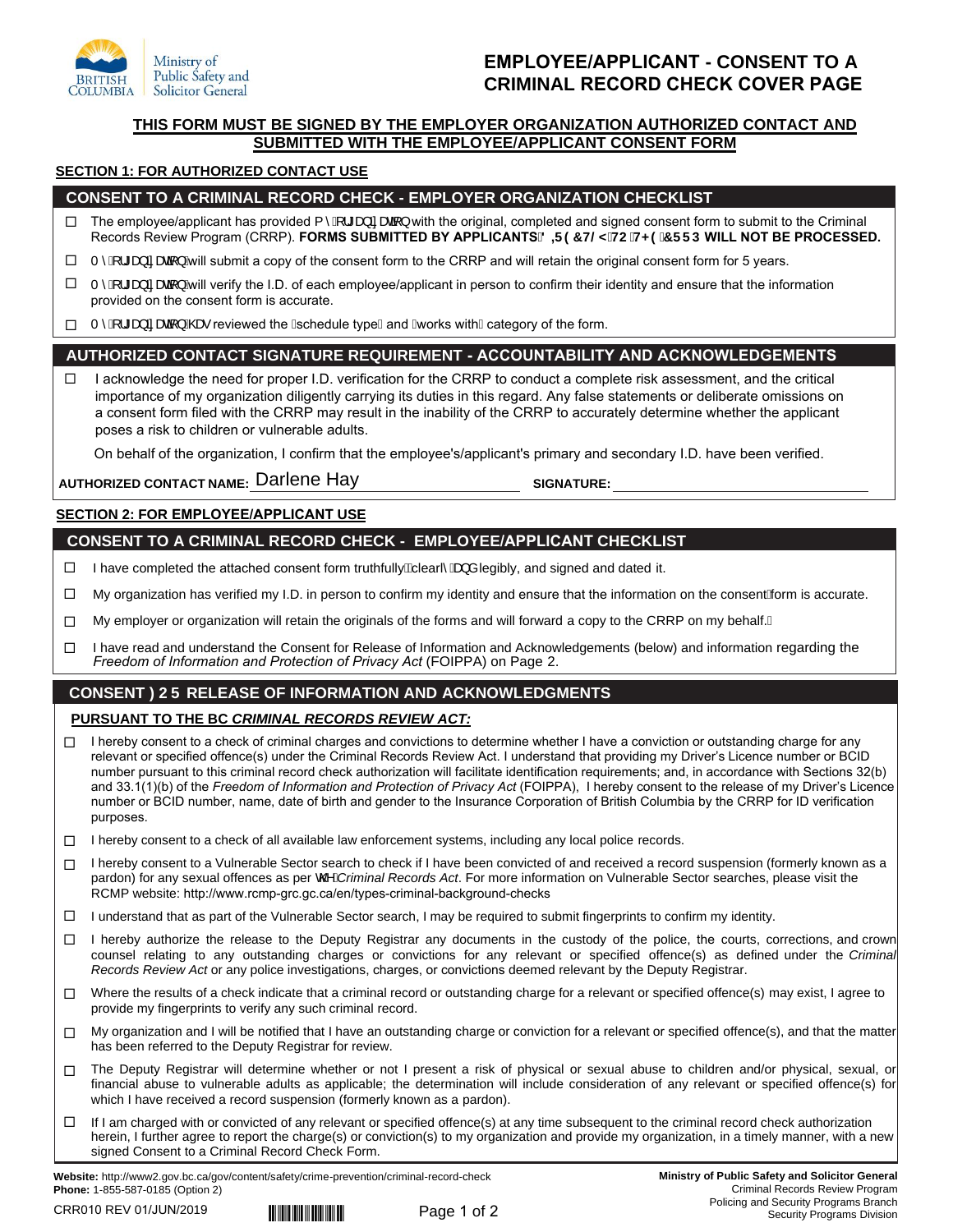Ministry of Public Safety and Solicitor General

# EMPLOYEE/APPLICANT - CONSENT TO A CRIMINAL RECORD CHECK COVER PAGE

**THIS FORM MUST BE SIGNED BY THE EMPLOYER ORGANIZATION AUTHORIZED CONTACT AND SUBMITTED WITH THE EMPLOYEE/APPLICANT CONSENT FORM**

## SECTION 1: FOR AUTHORIZED CONTACT USE

### CONSENT TO A CRIMINAL RECORD CHECK - EMPLOYER ORGANIZATION CHECKLIST

- ☐ The employee/applicant has provided my organization with the original, completed and signed consent form to submit to the Criminal Records Review Program (CRRP). **FORMS SUBMITTED BY APPLICANTS DIRECTLY TO THE CRRP WILL NOT BE PROCESSED.**
- ☐ My organization will submit a copy of the consent form to the CRRP and will retain the original consent form for 5 years.
- ☐ My organization will verify the I.D. of each employee/applicant in person to confirm their identity and ensure that the information provided on the consent form is accurate.
- ☐ My organization has reviewed the "schedule type" and "works with" category of the form.

### AUTHORIZED CONTACT SIGNATURE REQUIREMENT - ACCOUNTABILITY AND ACKNOWLEDGEMENTS

- ☐ I acknowledge the need for proper I.D. verification for the CRRP to conduct a complete risk assessment, and the critical importance of my organization diligently carrying its duties in this regard. Any false statements or deliberate omissions on a consent form filed with the CRRP may result in the inability of the CRRP to accurately determine whether the applicant poses a risk to children or vulnerable adults.

On behalf of the organization, I confirm that the employee's/applicant's primary and secondary I.D. have been verified.

**AUTHORIZED CONTACT NAME:** Darlene Hay **SIGNATURE:** ____________________

## SECTION 2: FOR EMPLOYEE/APPLICANT USE

### CONSENT TO A CRIMINAL RECORD CHECK - EMPLOYEE/APPLICANT CHECKLIST

- ☐ I have completed the attached consent form truthfully, clearly, and legibly, and signed and dated it.
- ☐ My organization has verified my I.D. in person to confirm my identity and ensure that the information on the consent form is accurate.
- ☐ My employer or organization will retain the originals of the forms and will forward a copy to the CRRP on my behalf.
- ☐ I have read and understand the Consent for Release of Information and Acknowledgements (below) and information regarding the *Freedom of Information and Protection of Privacy Act* (FOIPPA) on Page 2.

### CONSENT FOR RELEASE OF INFORMATION AND ACKNOWLEDGMENTS

**PURSUANT TO THE BC *CRIMINAL RECORDS REVIEW ACT:***

- ☐ I hereby consent to a check of criminal charges and convictions to determine whether I have a conviction or outstanding charge for any relevant or specified offence(s) under the Criminal Records Review Act. I understand that providing my Driver's Licence number or BCID number pursuant to this criminal record check authorization will facilitate identification requirements; and, in accordance with Sections 32(b) and 33.1(1)(b) of the *Freedom of Information and Protection of Privacy Act* (FOIPPA), I hereby consent to the release of my Driver's Licence number or BCID number, name, date of birth and gender to the Insurance Corporation of British Columbia by the CRRP for ID verification purposes.
- ☐ I hereby consent to a check of all available law enforcement systems, including any local police records.
- ☐ I hereby consent to a Vulnerable Sector search to check if I have been convicted of and received a record suspension (formerly known as a pardon) for any sexual offences as per the *Criminal Records Act*. For more information on Vulnerable Sector searches, please visit the RCMP website: http://www.rcmp-grc.gc.ca/en/types-criminal-background-checks
- ☐ I understand that as part of the Vulnerable Sector search, I may be required to submit fingerprints to confirm my identity.
- ☐ I hereby authorize the release to the Deputy Registrar any documents in the custody of the police, the courts, corrections, and crown counsel relating to any outstanding charges or convictions for any relevant or specified offence(s) as defined under the *Criminal Records Review Act* or any police investigations, charges, or convictions deemed relevant by the Deputy Registrar.
- ☐ Where the results of a check indicate that a criminal record or outstanding charge for a relevant or specified offence(s) may exist, I agree to provide my fingerprints to verify any such criminal record.
- ☐ My organization and I will be notified that I have an outstanding charge or conviction for a relevant or specified offence(s), and that the matter has been referred to the Deputy Registrar for review.
- ☐ The Deputy Registrar will determine whether or not I present a risk of physical or sexual abuse to children and/or physical, sexual, or financial abuse to vulnerable adults as applicable; the determination will include consideration of any relevant or specified offence(s) for which I have received a record suspension (formerly known as a pardon).
- ☐ If I am charged with or convicted of any relevant or specified offence(s) at any time subsequent to the criminal record check authorization herein, I further agree to report the charge(s) or conviction(s) to my organization and provide my organization, in a timely manner, with a new signed Consent to a Criminal Record Check Form.

**Website:** http://www2.gov.bc.ca/gov/content/safety/crime-prevention/criminal-record-check
**Phone:** 1-855-587-0185 (Option 2)

CRR010 REV 01/JUN/2019

**Ministry of Public Safety and Solicitor General**
Criminal Records Review Program
Policing and Security Programs Branch
Security Programs Division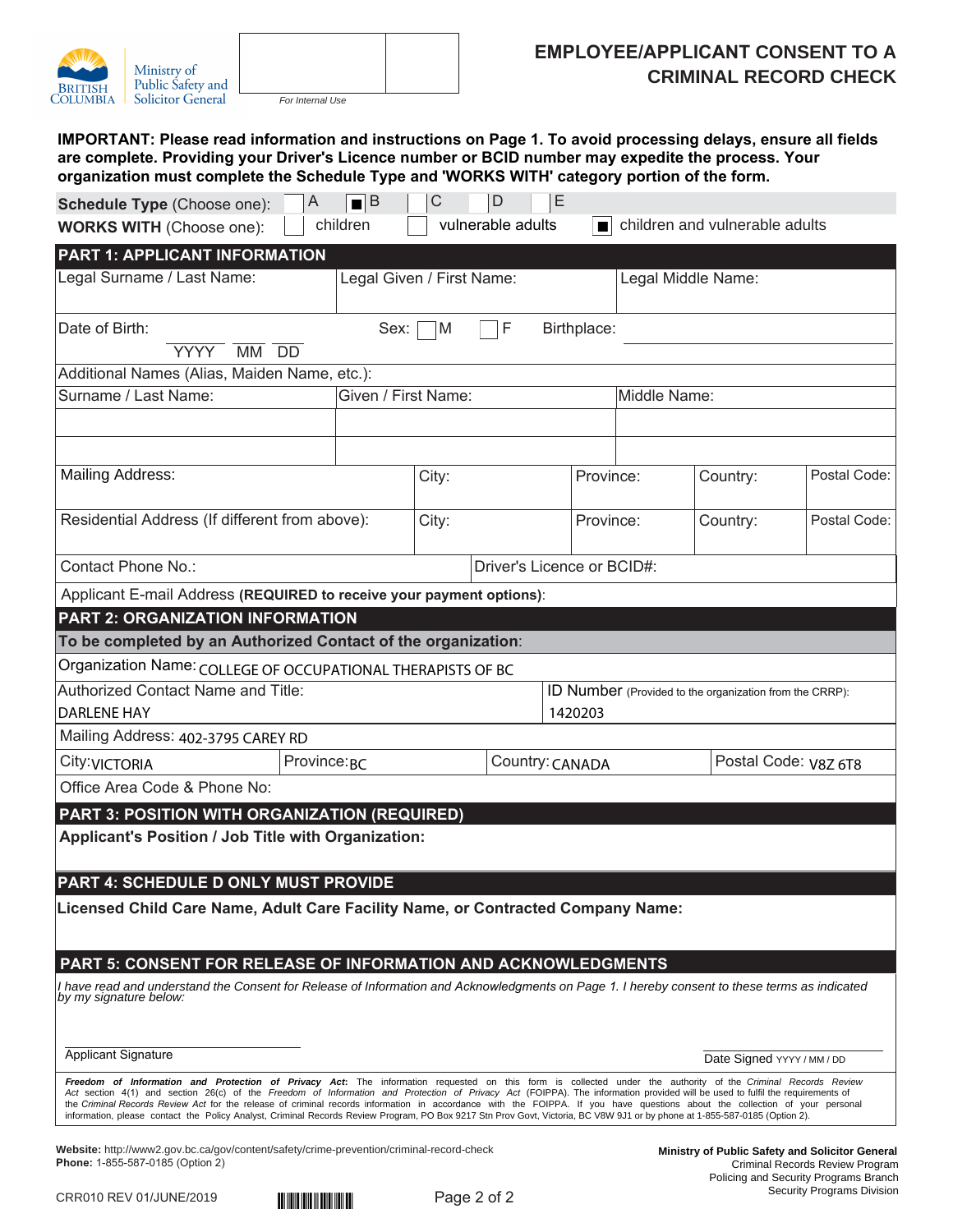Ministry of Public Safety and Solicitor General

For Internal Use

# EMPLOYEE/APPLICANT CONSENT TO A CRIMINAL RECORD CHECK

**IMPORTANT: Please read information and instructions on Page 1. To avoid processing delays, ensure all fields are complete. Providing your Driver's Licence number or BCID number may expedite the process. Your organization must complete the Schedule Type and 'WORKS WITH' category portion of the form.**

**Schedule Type** (Choose one): ☐ A ☒ B ☐ C ☐ D ☐ E

**WORKS WITH** (Choose one): ☐ children ☐ vulnerable adults ☒ children and vulnerable adults

## PART 1: APPLICANT INFORMATION

| Legal Surname / Last Name: | Legal Given / First Name: | Legal Middle Name: |
|---|---|---|
| | | |

Date of Birth: ____ YYYY ____ MM ____ DD  Sex: ☐ M ☐ F  Birthplace:

Additional Names (Alias, Maiden Name, etc.):

| Surname / Last Name: | Given / First Name: | Middle Name: |
|---|---|---|
| | | |
| | | |

| Mailing Address: | City: | Province: | Country: | Postal Code: |
|---|---|---|---|---|
| Residential Address (If different from above): | City: | Province: | Country: | Postal Code: |

Contact Phone No.:  Driver's Licence or BCID#:

Applicant E-mail Address **(REQUIRED to receive your payment options)**:

## PART 2: ORGANIZATION INFORMATION

**To be completed by an Authorized Contact of the organization:**

Organization Name: COLLEGE OF OCCUPATIONAL THERAPISTS OF BC

Authorized Contact Name and Title: DARLENE HAY

ID Number (Provided to the organization from the CRRP): 1420203

Mailing Address: 402-3795 CAREY RD

City: VICTORIA  Province: BC  Country: CANADA  Postal Code: V8Z 6T8

Office Area Code & Phone No:

## PART 3: POSITION WITH ORGANIZATION (REQUIRED)

**Applicant's Position / Job Title with Organization:**

## PART 4: SCHEDULE D ONLY MUST PROVIDE

**Licensed Child Care Name, Adult Care Facility Name, or Contracted Company Name:**

## PART 5: CONSENT FOR RELEASE OF INFORMATION AND ACKNOWLEDGMENTS

*I have read and understand the Consent for Release of Information and Acknowledgments on Page 1. I hereby consent to these terms as indicated by my signature below:*

Applicant Signature ______________________  Date Signed YYYY / MM / DD

***Freedom of Information and Protection of Privacy Act:*** The information requested on this form is collected under the authority of the *Criminal Records Review Act* section 4(1) and section 26(c) of the *Freedom of Information and Protection of Privacy Act* (FOIPPA). The information provided will be used to fulfil the requirements of the *Criminal Records Review Act* for the release of criminal records information in accordance with the FOIPPA. If you have questions about the collection of your personal information, please contact the Policy Analyst, Criminal Records Review Program, PO Box 9217 Stn Prov Govt, Victoria, BC V8W 9J1 or by phone at 1-855-587-0185 (Option 2).

**Website:** http://www2.gov.bc.ca/gov/content/safety/crime-prevention/criminal-record-check
**Phone:** 1-855-587-0185 (Option 2)

**Ministry of Public Safety and Solicitor General**
Criminal Records Review Program
Policing and Security Programs Branch
Security Programs Division

CRR010 REV 01/JUNE/2019